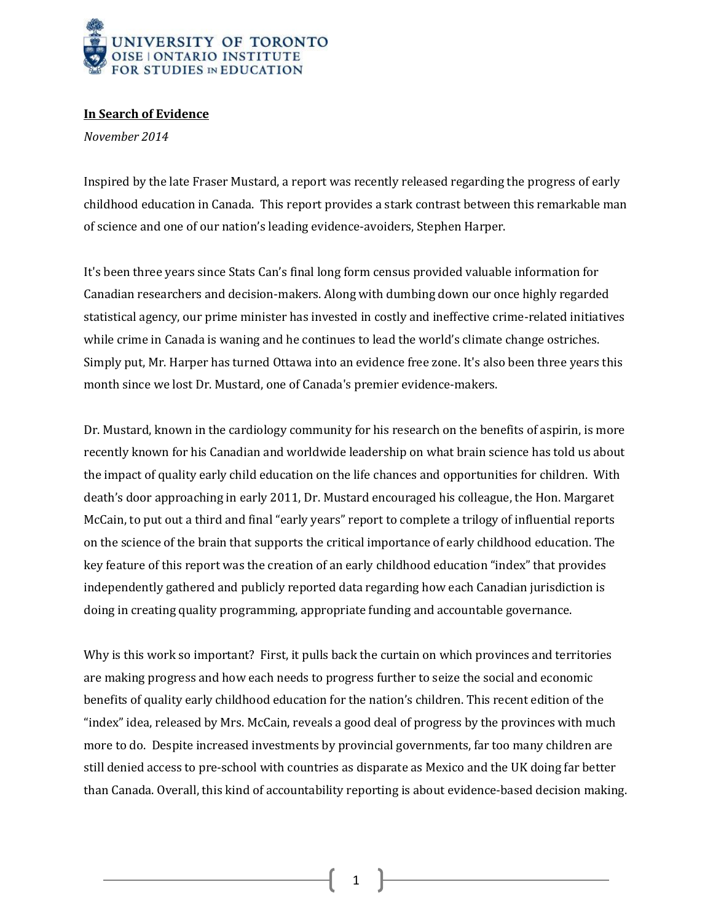UNIVERSITY OF TORONTO
OISE | ONTARIO INSTITUTE FOR STUDIES IN EDUCATION

**In Search of Evidence**

*November 2014*

Inspired by the late Fraser Mustard, a report was recently released regarding the progress of early childhood education in Canada. This report provides a stark contrast between this remarkable man of science and one of our nation's leading evidence-avoiders, Stephen Harper.

It's been three years since Stats Can's final long form census provided valuable information for Canadian researchers and decision-makers. Along with dumbing down our once highly regarded statistical agency, our prime minister has invested in costly and ineffective crime-related initiatives while crime in Canada is waning and he continues to lead the world's climate change ostriches. Simply put, Mr. Harper has turned Ottawa into an evidence free zone. It's also been three years this month since we lost Dr. Mustard, one of Canada's premier evidence-makers.

Dr. Mustard, known in the cardiology community for his research on the benefits of aspirin, is more recently known for his Canadian and worldwide leadership on what brain science has told us about the impact of quality early child education on the life chances and opportunities for children. With death's door approaching in early 2011, Dr. Mustard encouraged his colleague, the Hon. Margaret McCain, to put out a third and final "early years" report to complete a trilogy of influential reports on the science of the brain that supports the critical importance of early childhood education. The key feature of this report was the creation of an early childhood education "index" that provides independently gathered and publicly reported data regarding how each Canadian jurisdiction is doing in creating quality programming, appropriate funding and accountable governance.

Why is this work so important? First, it pulls back the curtain on which provinces and territories are making progress and how each needs to progress further to seize the social and economic benefits of quality early childhood education for the nation's children. This recent edition of the "index" idea, released by Mrs. McCain, reveals a good deal of progress by the provinces with much more to do. Despite increased investments by provincial governments, far too many children are still denied access to pre-school with countries as disparate as Mexico and the UK doing far better than Canada. Overall, this kind of accountability reporting is about evidence-based decision making.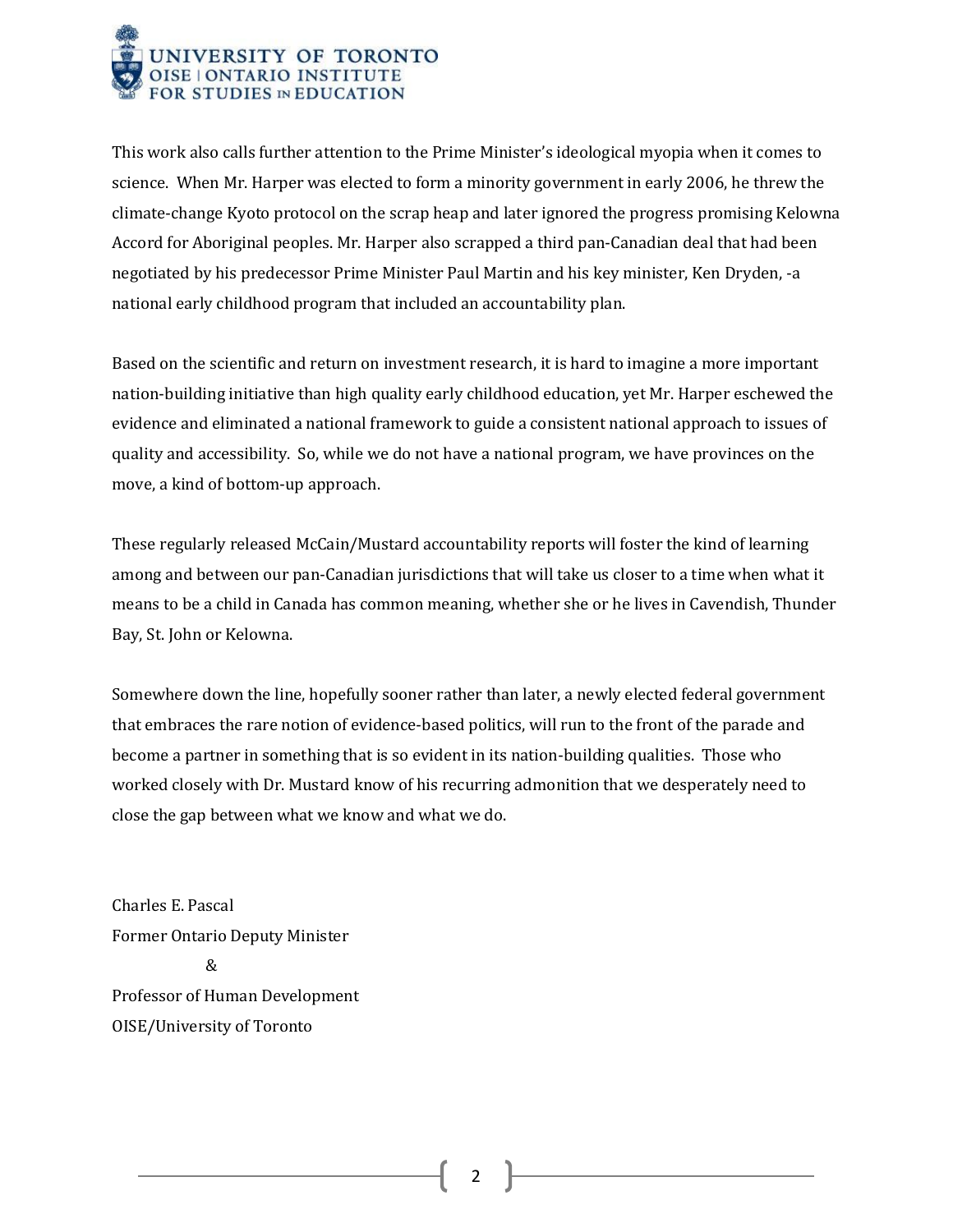This work also calls further attention to the Prime Minister's ideological myopia when it comes to science. When Mr. Harper was elected to form a minority government in early 2006, he threw the climate-change Kyoto protocol on the scrap heap and later ignored the progress promising Kelowna Accord for Aboriginal peoples. Mr. Harper also scrapped a third pan-Canadian deal that had been negotiated by his predecessor Prime Minister Paul Martin and his key minister, Ken Dryden, -a national early childhood program that included an accountability plan.

Based on the scientific and return on investment research, it is hard to imagine a more important nation-building initiative than high quality early childhood education, yet Mr. Harper eschewed the evidence and eliminated a national framework to guide a consistent national approach to issues of quality and accessibility. So, while we do not have a national program, we have provinces on the move, a kind of bottom-up approach.

These regularly released McCain/Mustard accountability reports will foster the kind of learning among and between our pan-Canadian jurisdictions that will take us closer to a time when what it means to be a child in Canada has common meaning, whether she or he lives in Cavendish, Thunder Bay, St. John or Kelowna.

Somewhere down the line, hopefully sooner rather than later, a newly elected federal government that embraces the rare notion of evidence-based politics, will run to the front of the parade and become a partner in something that is so evident in its nation-building qualities. Those who worked closely with Dr. Mustard know of his recurring admonition that we desperately need to close the gap between what we know and what we do.

Charles E. Pascal
Former Ontario Deputy Minister
&
Professor of Human Development
OISE/University of Toronto